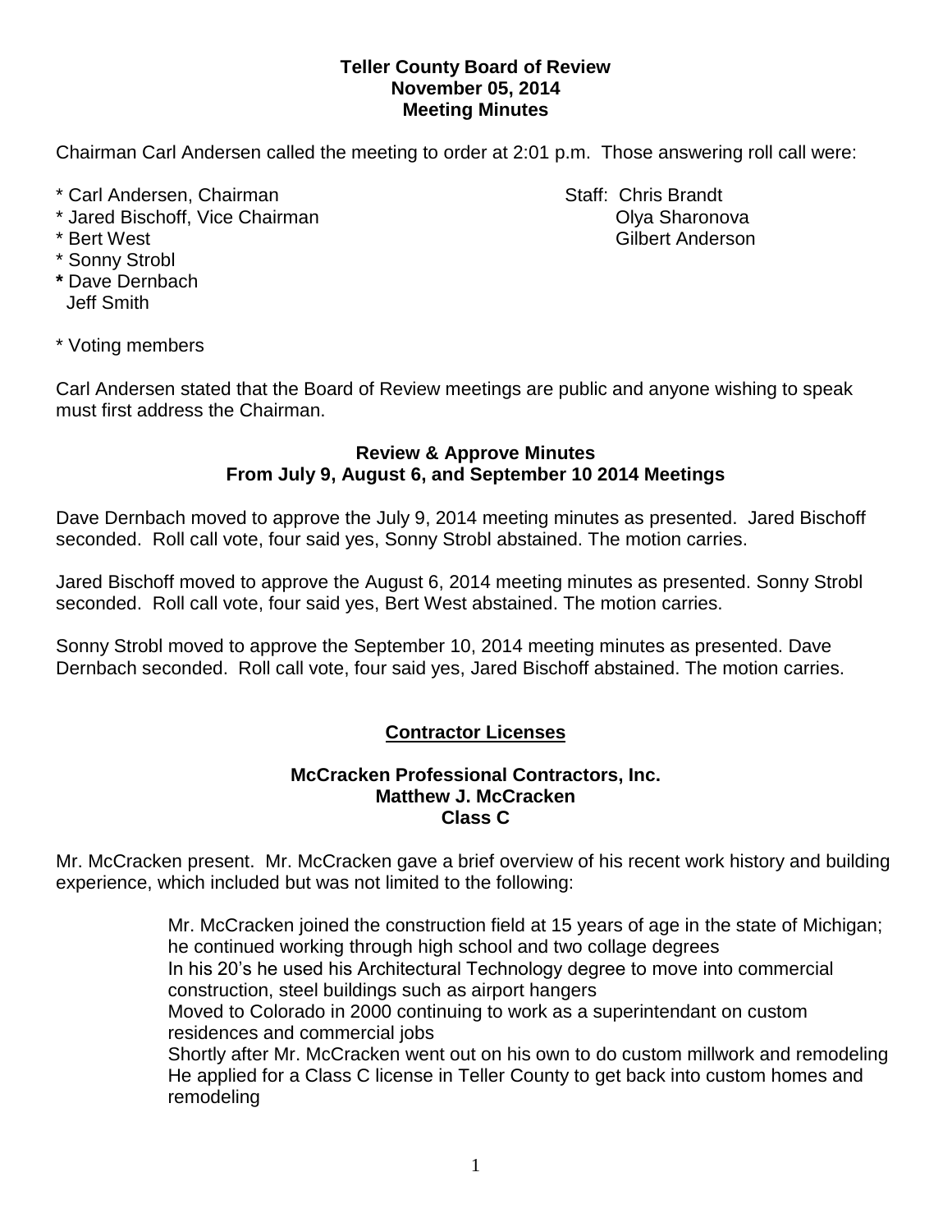**Teller County Board of Review**
**November 05, 2014**
**Meeting Minutes**

Chairman Carl Andersen called the meeting to order at 2:01 p.m. Those answering roll call were:

* Carl Andersen, Chairman
* Jared Bischoff, Vice Chairman
* Bert West
* Sonny Strobl
* Dave Dernbach
  Jeff Smith

Staff: Chris Brandt
Olya Sharonova
Gilbert Anderson

* Voting members

Carl Andersen stated that the Board of Review meetings are public and anyone wishing to speak must first address the Chairman.

### Review & Approve Minutes From July 9, August 6, and September 10 2014 Meetings

Dave Dernbach moved to approve the July 9, 2014 meeting minutes as presented. Jared Bischoff seconded. Roll call vote, four said yes, Sonny Strobl abstained. The motion carries.

Jared Bischoff moved to approve the August 6, 2014 meeting minutes as presented. Sonny Strobl seconded. Roll call vote, four said yes, Bert West abstained. The motion carries.

Sonny Strobl moved to approve the September 10, 2014 meeting minutes as presented. Dave Dernbach seconded. Roll call vote, four said yes, Jared Bischoff abstained. The motion carries.

## Contractor Licenses

### McCracken Professional Contractors, Inc. Matthew J. McCracken Class C

Mr. McCracken present. Mr. McCracken gave a brief overview of his recent work history and building experience, which included but was not limited to the following:

Mr. McCracken joined the construction field at 15 years of age in the state of Michigan; he continued working through high school and two collage degrees
In his 20's he used his Architectural Technology degree to move into commercial construction, steel buildings such as airport hangers
Moved to Colorado in 2000 continuing to work as a superintendant on custom residences and commercial jobs
Shortly after Mr. McCracken went out on his own to do custom millwork and remodeling
He applied for a Class C license in Teller County to get back into custom homes and remodeling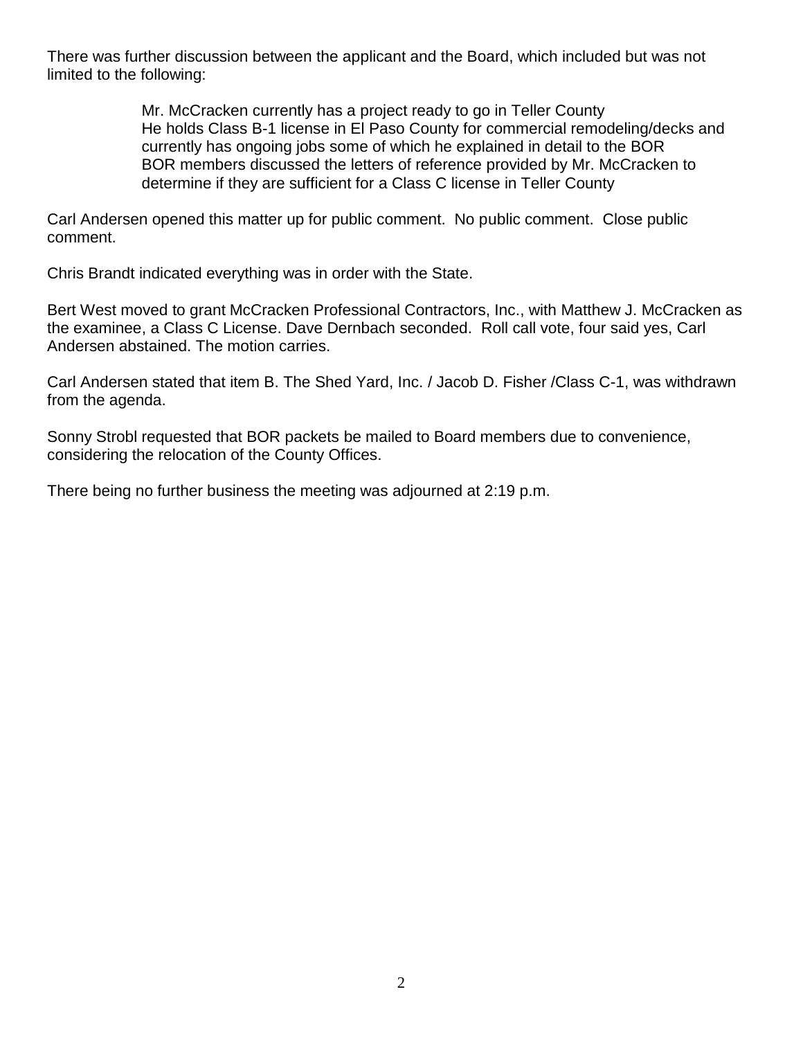There was further discussion between the applicant and the Board, which included but was not limited to the following:

> Mr. McCracken currently has a project ready to go in Teller County
> He holds Class B-1 license in El Paso County for commercial remodeling/decks and currently has ongoing jobs some of which he explained in detail to the BOR
> BOR members discussed the letters of reference provided by Mr. McCracken to determine if they are sufficient for a Class C license in Teller County

Carl Andersen opened this matter up for public comment. No public comment. Close public comment.

Chris Brandt indicated everything was in order with the State.

Bert West moved to grant McCracken Professional Contractors, Inc., with Matthew J. McCracken as the examinee, a Class C License. Dave Dernbach seconded. Roll call vote, four said yes, Carl Andersen abstained. The motion carries.

Carl Andersen stated that item B. The Shed Yard, Inc. / Jacob D. Fisher /Class C-1, was withdrawn from the agenda.

Sonny Strobl requested that BOR packets be mailed to Board members due to convenience, considering the relocation of the County Offices.

There being no further business the meeting was adjourned at 2:19 p.m.